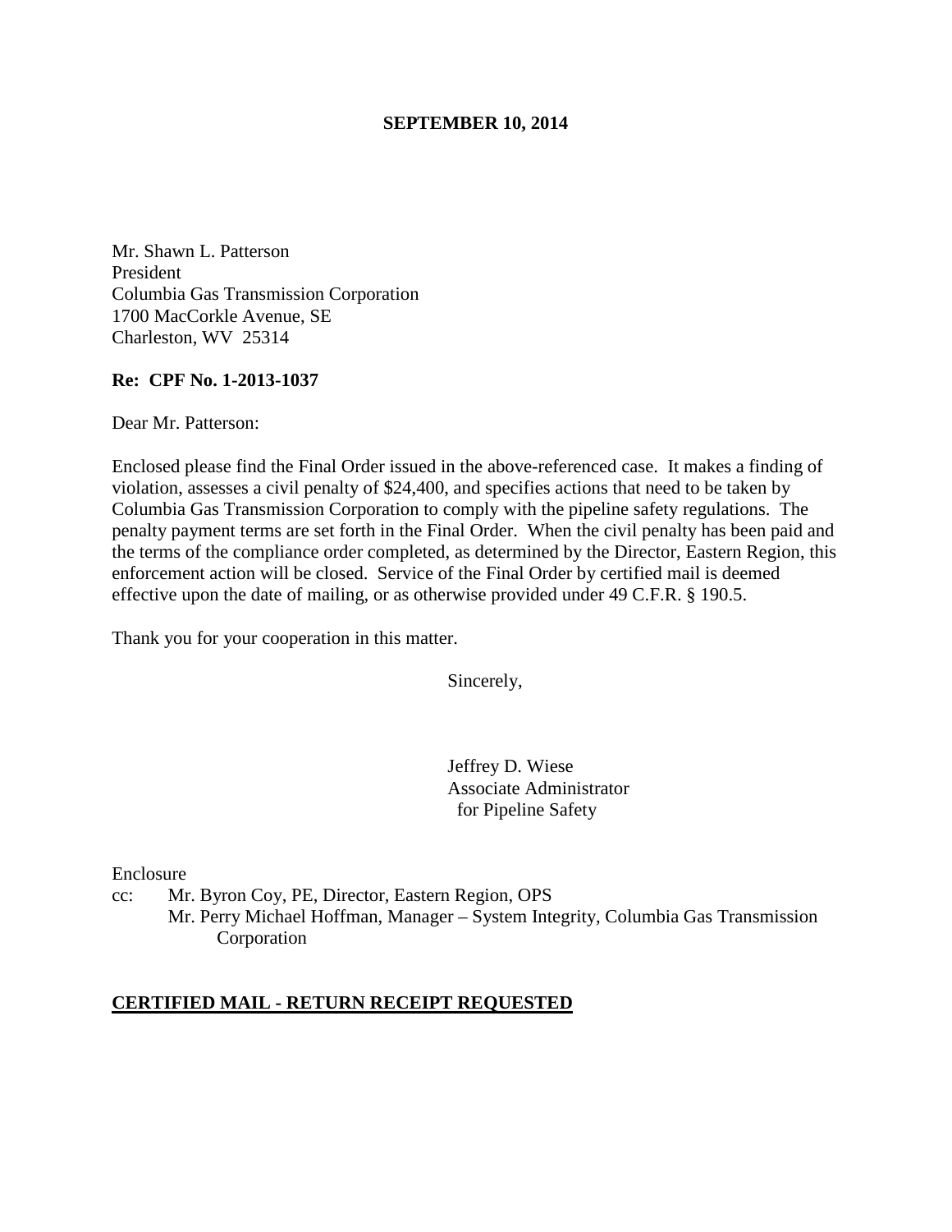**SEPTEMBER 10, 2014**

Mr. Shawn L. Patterson
President
Columbia Gas Transmission Corporation
1700 MacCorkle Avenue, SE
Charleston, WV 25314

**Re: CPF No. 1-2013-1037**

Dear Mr. Patterson:

Enclosed please find the Final Order issued in the above-referenced case. It makes a finding of violation, assesses a civil penalty of $24,400, and specifies actions that need to be taken by Columbia Gas Transmission Corporation to comply with the pipeline safety regulations. The penalty payment terms are set forth in the Final Order. When the civil penalty has been paid and the terms of the compliance order completed, as determined by the Director, Eastern Region, this enforcement action will be closed. Service of the Final Order by certified mail is deemed effective upon the date of mailing, or as otherwise provided under 49 C.F.R. § 190.5.

Thank you for your cooperation in this matter.

Sincerely,

Jeffrey D. Wiese
Associate Administrator
for Pipeline Safety

Enclosure

cc: Mr. Byron Coy, PE, Director, Eastern Region, OPS
Mr. Perry Michael Hoffman, Manager – System Integrity, Columbia Gas Transmission Corporation

**CERTIFIED MAIL - RETURN RECEIPT REQUESTED**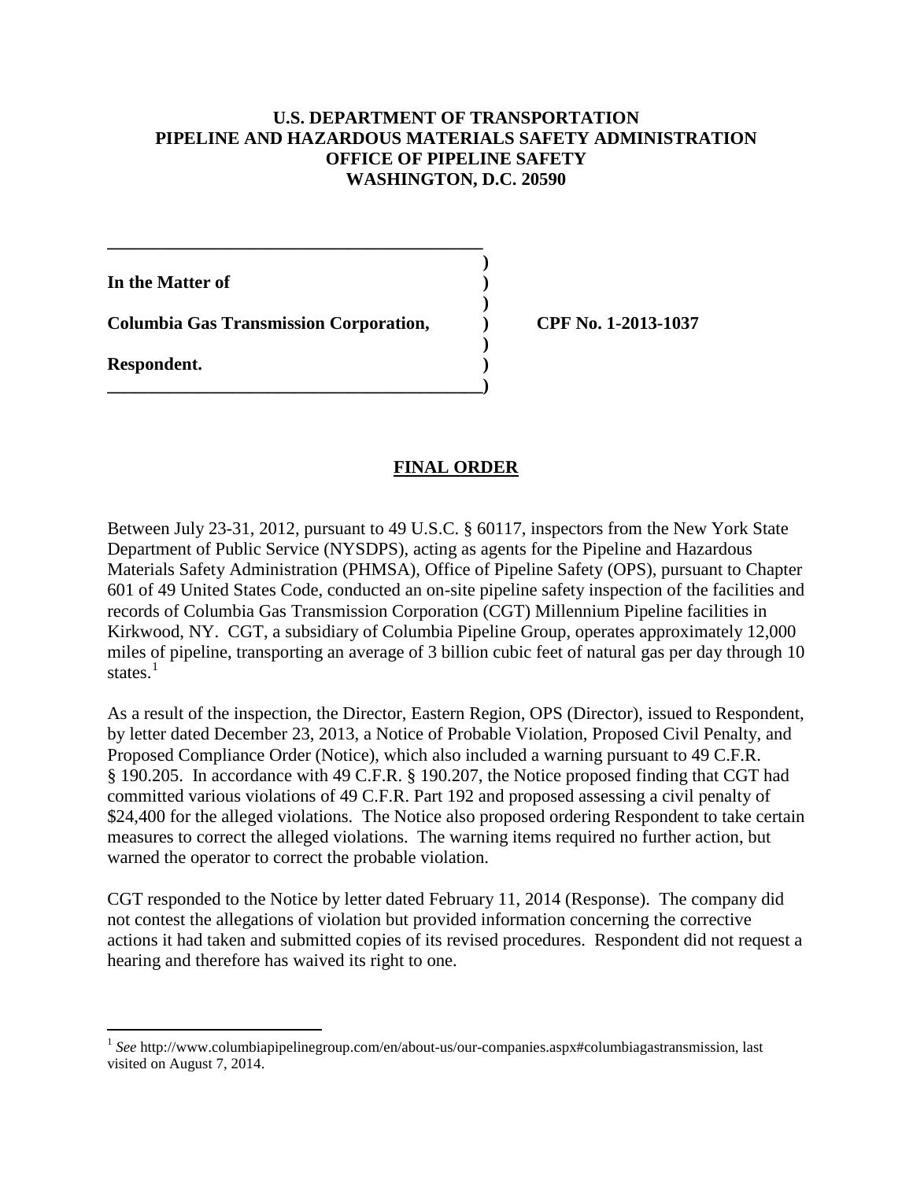**U.S. DEPARTMENT OF TRANSPORTATION**
**PIPELINE AND HAZARDOUS MATERIALS SAFETY ADMINISTRATION**
**OFFICE OF PIPELINE SAFETY**
**WASHINGTON, D.C. 20590**

---

**In the Matter of**

**Columbia Gas Transmission Corporation,** **CPF No. 1-2013-1037**

**Respondent.**

---

# FINAL ORDER

Between July 23-31, 2012, pursuant to 49 U.S.C. § 60117, inspectors from the New York State Department of Public Service (NYSDPS), acting as agents for the Pipeline and Hazardous Materials Safety Administration (PHMSA), Office of Pipeline Safety (OPS), pursuant to Chapter 601 of 49 United States Code, conducted an on-site pipeline safety inspection of the facilities and records of Columbia Gas Transmission Corporation (CGT) Millennium Pipeline facilities in Kirkwood, NY. CGT, a subsidiary of Columbia Pipeline Group, operates approximately 12,000 miles of pipeline, transporting an average of 3 billion cubic feet of natural gas per day through 10 states.[1]

As a result of the inspection, the Director, Eastern Region, OPS (Director), issued to Respondent, by letter dated December 23, 2013, a Notice of Probable Violation, Proposed Civil Penalty, and Proposed Compliance Order (Notice), which also included a warning pursuant to 49 C.F.R. § 190.205. In accordance with 49 C.F.R. § 190.207, the Notice proposed finding that CGT had committed various violations of 49 C.F.R. Part 192 and proposed assessing a civil penalty of $24,400 for the alleged violations. The Notice also proposed ordering Respondent to take certain measures to correct the alleged violations. The warning items required no further action, but warned the operator to correct the probable violation.

CGT responded to the Notice by letter dated February 11, 2014 (Response). The company did not contest the allegations of violation but provided information concerning the corrective actions it had taken and submitted copies of its revised procedures. Respondent did not request a hearing and therefore has waived its right to one.

---

[1] *See* http://www.columbiapipelinegroup.com/en/about-us/our-companies.aspx#columbiagastransmission, last visited on August 7, 2014.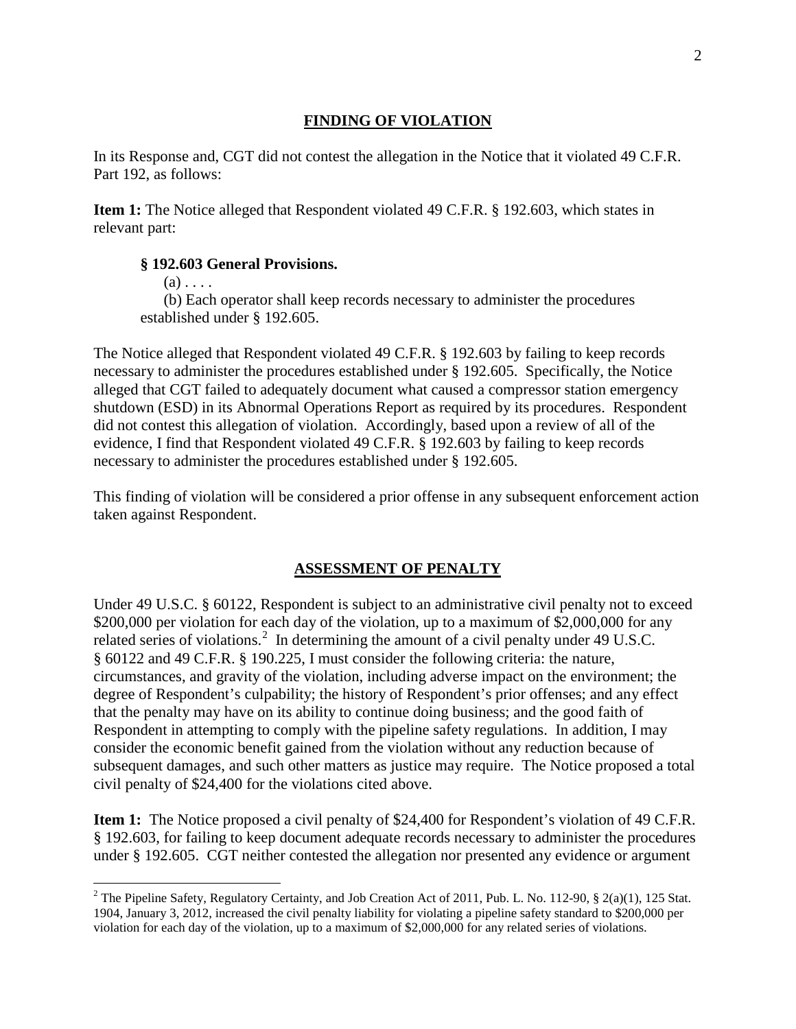## FINDING OF VIOLATION

In its Response and, CGT did not contest the allegation in the Notice that it violated 49 C.F.R. Part 192, as follows:

**Item 1:** The Notice alleged that Respondent violated 49 C.F.R. § 192.603, which states in relevant part:

> **§ 192.603 General Provisions.**
>
> (a) . . . .
>
> (b) Each operator shall keep records necessary to administer the procedures established under § 192.605.

The Notice alleged that Respondent violated 49 C.F.R. § 192.603 by failing to keep records necessary to administer the procedures established under § 192.605. Specifically, the Notice alleged that CGT failed to adequately document what caused a compressor station emergency shutdown (ESD) in its Abnormal Operations Report as required by its procedures. Respondent did not contest this allegation of violation. Accordingly, based upon a review of all of the evidence, I find that Respondent violated 49 C.F.R. § 192.603 by failing to keep records necessary to administer the procedures established under § 192.605.

This finding of violation will be considered a prior offense in any subsequent enforcement action taken against Respondent.

## ASSESSMENT OF PENALTY

Under 49 U.S.C. § 60122, Respondent is subject to an administrative civil penalty not to exceed \$200,000 per violation for each day of the violation, up to a maximum of \$2,000,000 for any related series of violations.[2] In determining the amount of a civil penalty under 49 U.S.C. § 60122 and 49 C.F.R. § 190.225, I must consider the following criteria: the nature, circumstances, and gravity of the violation, including adverse impact on the environment; the degree of Respondent's culpability; the history of Respondent's prior offenses; and any effect that the penalty may have on its ability to continue doing business; and the good faith of Respondent in attempting to comply with the pipeline safety regulations. In addition, I may consider the economic benefit gained from the violation without any reduction because of subsequent damages, and such other matters as justice may require. The Notice proposed a total civil penalty of \$24,400 for the violations cited above.

**Item 1:** The Notice proposed a civil penalty of \$24,400 for Respondent's violation of 49 C.F.R. § 192.603, for failing to keep document adequate records necessary to administer the procedures under § 192.605. CGT neither contested the allegation nor presented any evidence or argument

[2] The Pipeline Safety, Regulatory Certainty, and Job Creation Act of 2011, Pub. L. No. 112-90, § 2(a)(1), 125 Stat. 1904, January 3, 2012, increased the civil penalty liability for violating a pipeline safety standard to \$200,000 per violation for each day of the violation, up to a maximum of \$2,000,000 for any related series of violations.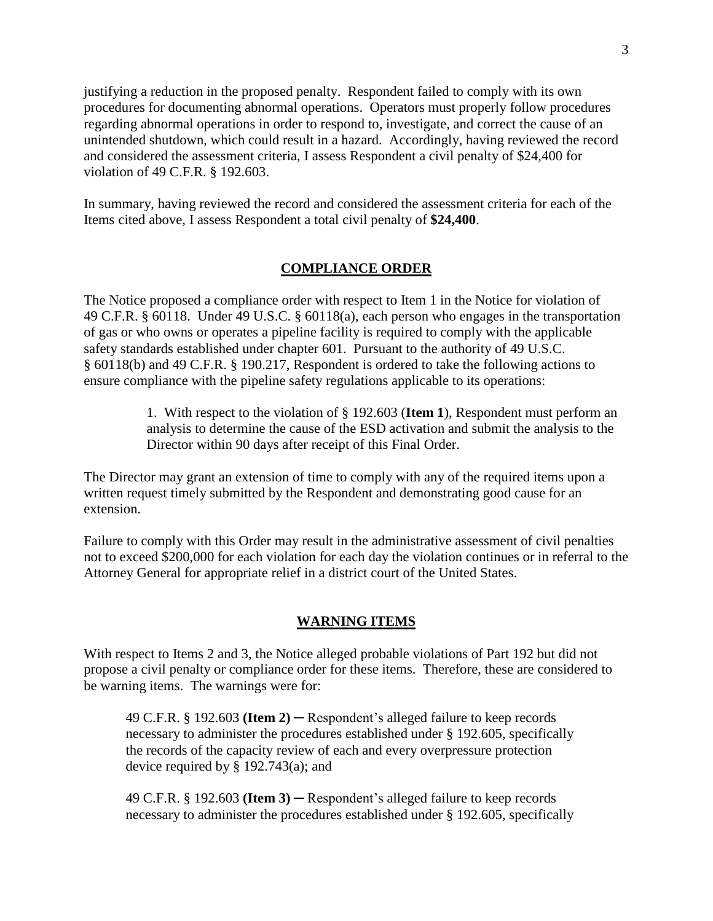justifying a reduction in the proposed penalty. Respondent failed to comply with its own procedures for documenting abnormal operations. Operators must properly follow procedures regarding abnormal operations in order to respond to, investigate, and correct the cause of an unintended shutdown, which could result in a hazard. Accordingly, having reviewed the record and considered the assessment criteria, I assess Respondent a civil penalty of $24,400 for violation of 49 C.F.R. § 192.603.

In summary, having reviewed the record and considered the assessment criteria for each of the Items cited above, I assess Respondent a total civil penalty of **$24,400**.

## COMPLIANCE ORDER

The Notice proposed a compliance order with respect to Item 1 in the Notice for violation of 49 C.F.R. § 60118. Under 49 U.S.C. § 60118(a), each person who engages in the transportation of gas or who owns or operates a pipeline facility is required to comply with the applicable safety standards established under chapter 601. Pursuant to the authority of 49 U.S.C. § 60118(b) and 49 C.F.R. § 190.217, Respondent is ordered to take the following actions to ensure compliance with the pipeline safety regulations applicable to its operations:

> 1. With respect to the violation of § 192.603 (**Item 1**), Respondent must perform an analysis to determine the cause of the ESD activation and submit the analysis to the Director within 90 days after receipt of this Final Order.

The Director may grant an extension of time to comply with any of the required items upon a written request timely submitted by the Respondent and demonstrating good cause for an extension.

Failure to comply with this Order may result in the administrative assessment of civil penalties not to exceed $200,000 for each violation for each day the violation continues or in referral to the Attorney General for appropriate relief in a district court of the United States.

## WARNING ITEMS

With respect to Items 2 and 3, the Notice alleged probable violations of Part 192 but did not propose a civil penalty or compliance order for these items. Therefore, these are considered to be warning items. The warnings were for:

> 49 C.F.R. § 192.603 **(Item 2)** ─ Respondent's alleged failure to keep records necessary to administer the procedures established under § 192.605, specifically the records of the capacity review of each and every overpressure protection device required by § 192.743(a); and

> 49 C.F.R. § 192.603 **(Item 3)** ─ Respondent's alleged failure to keep records necessary to administer the procedures established under § 192.605, specifically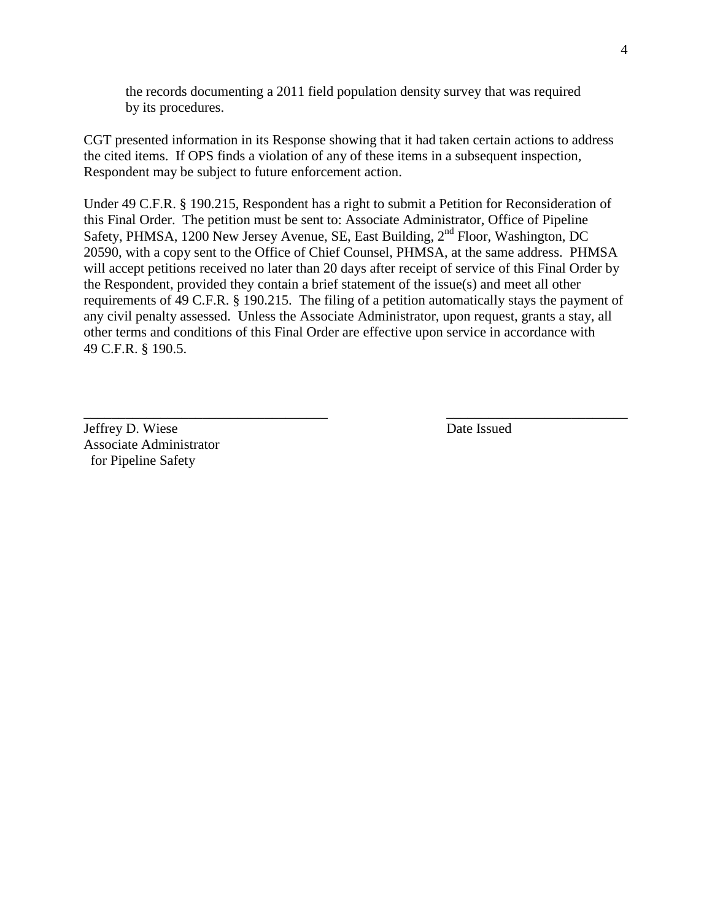the records documenting a 2011 field population density survey that was required by its procedures.

CGT presented information in its Response showing that it had taken certain actions to address the cited items. If OPS finds a violation of any of these items in a subsequent inspection, Respondent may be subject to future enforcement action.

Under 49 C.F.R. § 190.215, Respondent has a right to submit a Petition for Reconsideration of this Final Order. The petition must be sent to: Associate Administrator, Office of Pipeline Safety, PHMSA, 1200 New Jersey Avenue, SE, East Building, 2nd Floor, Washington, DC 20590, with a copy sent to the Office of Chief Counsel, PHMSA, at the same address. PHMSA will accept petitions received no later than 20 days after receipt of service of this Final Order by the Respondent, provided they contain a brief statement of the issue(s) and meet all other requirements of 49 C.F.R. § 190.215. The filing of a petition automatically stays the payment of any civil penalty assessed. Unless the Associate Administrator, upon request, grants a stay, all other terms and conditions of this Final Order are effective upon service in accordance with 49 C.F.R. § 190.5.

\_\_\_\_\_\_\_\_\_\_\_\_\_\_\_\_\_\_\_\_\_\_\_\_\_\_\_\_\_\_\_\_\_\_\_\_

Jeffrey D. Wiese
Associate Administrator
for Pipeline Safety

\_\_\_\_\_\_\_\_\_\_\_\_\_\_\_\_\_\_\_\_\_\_\_\_\_\_\_

Date Issued